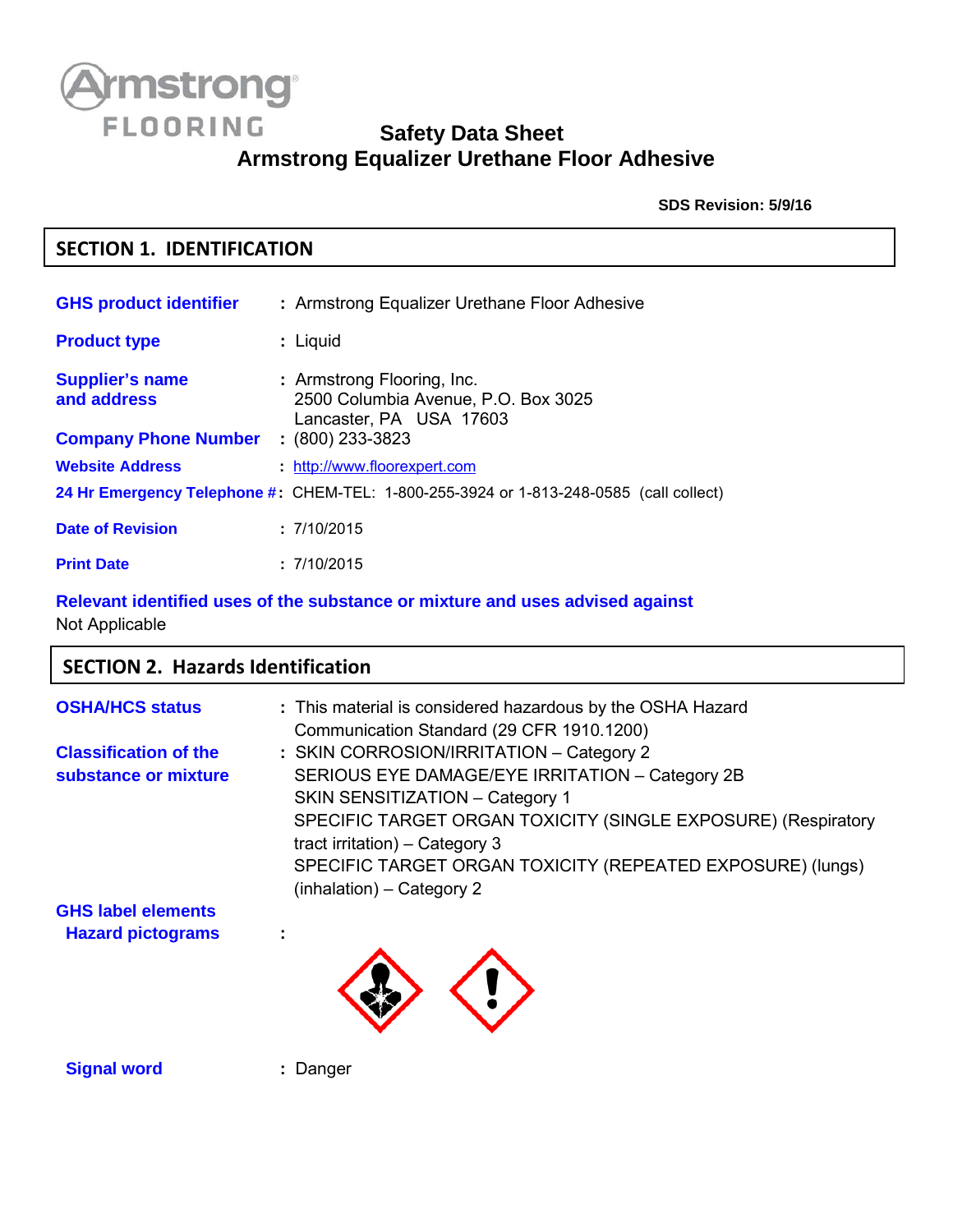Armstrong FLOORING

# Safety Data Sheet
# Armstrong Equalizer Urethane Floor Adhesive

**SDS Revision: 5/9/16**

## SECTION 1. IDENTIFICATION

**GHS product identifier** : Armstrong Equalizer Urethane Floor Adhesive

**Product type** : Liquid

**Supplier's name and address** : Armstrong Flooring, Inc.
2500 Columbia Avenue, P.O. Box 3025
Lancaster, PA USA 17603

**Company Phone Number** : (800) 233-3823

**Website Address** : http://www.floorexpert.com

**24 Hr Emergency Telephone #**: CHEM-TEL: 1-800-255-3924 or 1-813-248-0585 (call collect)

**Date of Revision** : 7/10/2015

**Print Date** : 7/10/2015

**Relevant identified uses of the substance or mixture and uses advised against**
Not Applicable

## SECTION 2. Hazards Identification

**OSHA/HCS status** : This material is considered hazardous by the OSHA Hazard Communication Standard (29 CFR 1910.1200)

**Classification of the substance or mixture** : SKIN CORROSION/IRRITATION – Category 2
SERIOUS EYE DAMAGE/EYE IRRITATION – Category 2B
SKIN SENSITIZATION – Category 1
SPECIFIC TARGET ORGAN TOXICITY (SINGLE EXPOSURE) (Respiratory tract irritation) – Category 3
SPECIFIC TARGET ORGAN TOXICITY (REPEATED EXPOSURE) (lungs) (inhalation) – Category 2

**GHS label elements**

**Hazard pictograms** :

**Signal word** : Danger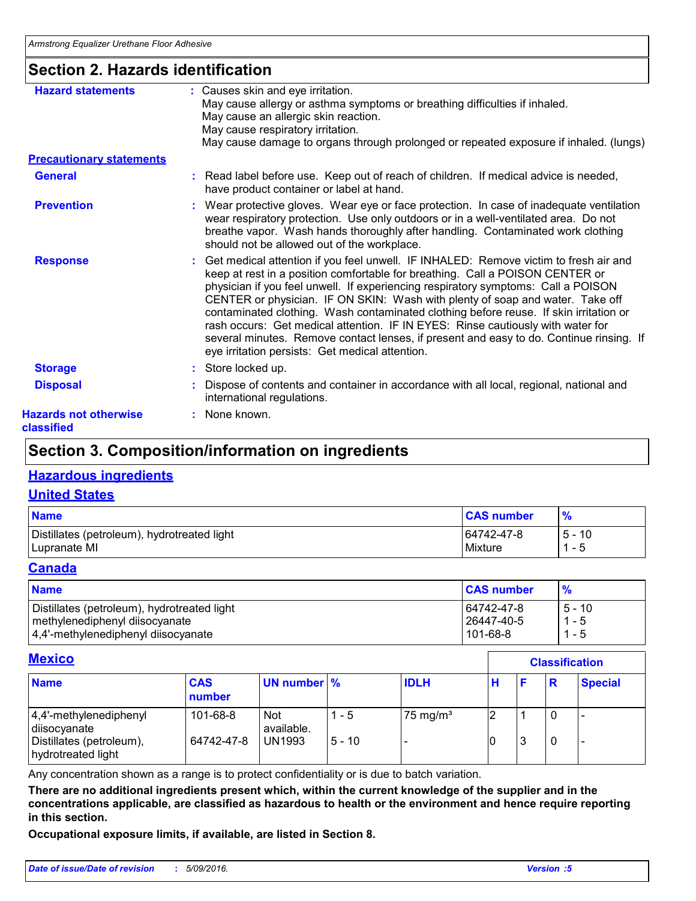## Section 2. Hazards identification

**Hazard statements** : Causes skin and eye irritation.
May cause allergy or asthma symptoms or breathing difficulties if inhaled.
May cause an allergic skin reaction.
May cause respiratory irritation.
May cause damage to organs through prolonged or repeated exposure if inhaled. (lungs)

**Precautionary statements**

**General** : Read label before use. Keep out of reach of children. If medical advice is needed, have product container or label at hand.

**Prevention** : Wear protective gloves. Wear eye or face protection. In case of inadequate ventilation wear respiratory protection. Use only outdoors or in a well-ventilated area. Do not breathe vapor. Wash hands thoroughly after handling. Contaminated work clothing should not be allowed out of the workplace.

**Response** : Get medical attention if you feel unwell. IF INHALED: Remove victim to fresh air and keep at rest in a position comfortable for breathing. Call a POISON CENTER or physician if you feel unwell. If experiencing respiratory symptoms: Call a POISON CENTER or physician. IF ON SKIN: Wash with plenty of soap and water. Take off contaminated clothing. Wash contaminated clothing before reuse. If skin irritation or rash occurs: Get medical attention. IF IN EYES: Rinse cautiously with water for several minutes. Remove contact lenses, if present and easy to do. Continue rinsing. If eye irritation persists: Get medical attention.

**Storage** : Store locked up.

**Disposal** : Dispose of contents and container in accordance with all local, regional, national and international regulations.

**Hazards not otherwise classified** : None known.

## Section 3. Composition/information on ingredients

### Hazardous ingredients

### United States

| Name | CAS number | % |
|---|---|---|
| Distillates (petroleum), hydrotreated light | 64742-47-8 | 5 - 10 |
| Lupranate MI | Mixture | 1 - 5 |

### Canada

| Name | CAS number | % |
|---|---|---|
| Distillates (petroleum), hydrotreated light | 64742-47-8 | 5 - 10 |
| methylenediphenyl diisocyanate | 26447-40-5 | 1 - 5 |
| 4,4'-methylenediphenyl diisocyanate | 101-68-8 | 1 - 5 |

### Mexico

| Name | CAS number | UN number | % | IDLH | Classification | | | |
|---|---|---|---|---|---|---|---|---|
| | | | | | H | F | R | Special |
| 4,4'-methylenediphenyl diisocyanate | 101-68-8 | Not available. | 1 - 5 | 75 mg/m³ | 2 | 1 | 0 | - |
| Distillates (petroleum), hydrotreated light | 64742-47-8 | UN1993 | 5 - 10 | - | 0 | 3 | 0 | - |

Any concentration shown as a range is to protect confidentiality or is due to batch variation.

**There are no additional ingredients present which, within the current knowledge of the supplier and in the concentrations applicable, are classified as hazardous to health or the environment and hence require reporting in this section.**

**Occupational exposure limits, if available, are listed in Section 8.**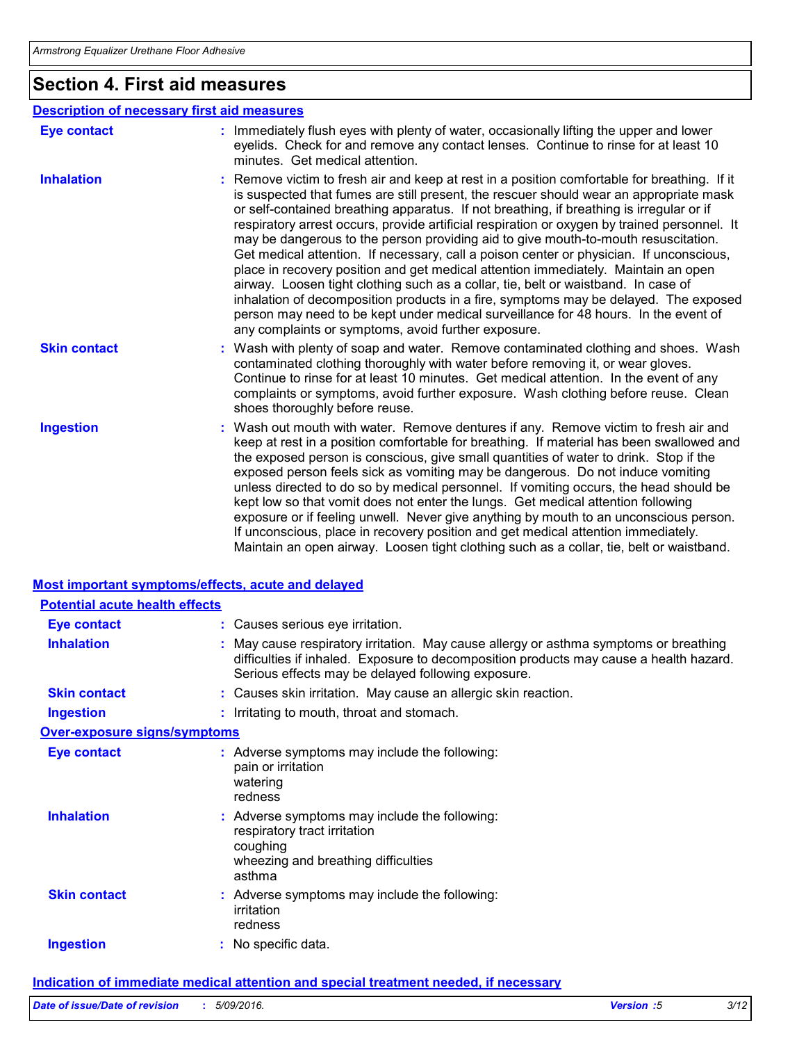## Section 4. First aid measures

### Description of necessary first aid measures

**Eye contact** : Immediately flush eyes with plenty of water, occasionally lifting the upper and lower eyelids. Check for and remove any contact lenses. Continue to rinse for at least 10 minutes. Get medical attention.

**Inhalation** : Remove victim to fresh air and keep at rest in a position comfortable for breathing. If it is suspected that fumes are still present, the rescuer should wear an appropriate mask or self-contained breathing apparatus. If not breathing, if breathing is irregular or if respiratory arrest occurs, provide artificial respiration or oxygen by trained personnel. It may be dangerous to the person providing aid to give mouth-to-mouth resuscitation. Get medical attention. If necessary, call a poison center or physician. If unconscious, place in recovery position and get medical attention immediately. Maintain an open airway. Loosen tight clothing such as a collar, tie, belt or waistband. In case of inhalation of decomposition products in a fire, symptoms may be delayed. The exposed person may need to be kept under medical surveillance for 48 hours. In the event of any complaints or symptoms, avoid further exposure.

**Skin contact** : Wash with plenty of soap and water. Remove contaminated clothing and shoes. Wash contaminated clothing thoroughly with water before removing it, or wear gloves. Continue to rinse for at least 10 minutes. Get medical attention. In the event of any complaints or symptoms, avoid further exposure. Wash clothing before reuse. Clean shoes thoroughly before reuse.

**Ingestion** : Wash out mouth with water. Remove dentures if any. Remove victim to fresh air and keep at rest in a position comfortable for breathing. If material has been swallowed and the exposed person is conscious, give small quantities of water to drink. Stop if the exposed person feels sick as vomiting may be dangerous. Do not induce vomiting unless directed to do so by medical personnel. If vomiting occurs, the head should be kept low so that vomit does not enter the lungs. Get medical attention following exposure or if feeling unwell. Never give anything by mouth to an unconscious person. If unconscious, place in recovery position and get medical attention immediately. Maintain an open airway. Loosen tight clothing such as a collar, tie, belt or waistband.

### Most important symptoms/effects, acute and delayed

#### Potential acute health effects

**Eye contact** : Causes serious eye irritation.

**Inhalation** : May cause respiratory irritation. May cause allergy or asthma symptoms or breathing difficulties if inhaled. Exposure to decomposition products may cause a health hazard. Serious effects may be delayed following exposure.

**Skin contact** : Causes skin irritation. May cause an allergic skin reaction.

**Ingestion** : Irritating to mouth, throat and stomach.

#### Over-exposure signs/symptoms

**Eye contact** : Adverse symptoms may include the following:
pain or irritation
watering
redness

**Inhalation** : Adverse symptoms may include the following:
respiratory tract irritation
coughing
wheezing and breathing difficulties
asthma

**Skin contact** : Adverse symptoms may include the following:
irritation
redness

**Ingestion** : No specific data.

### Indication of immediate medical attention and special treatment needed, if necessary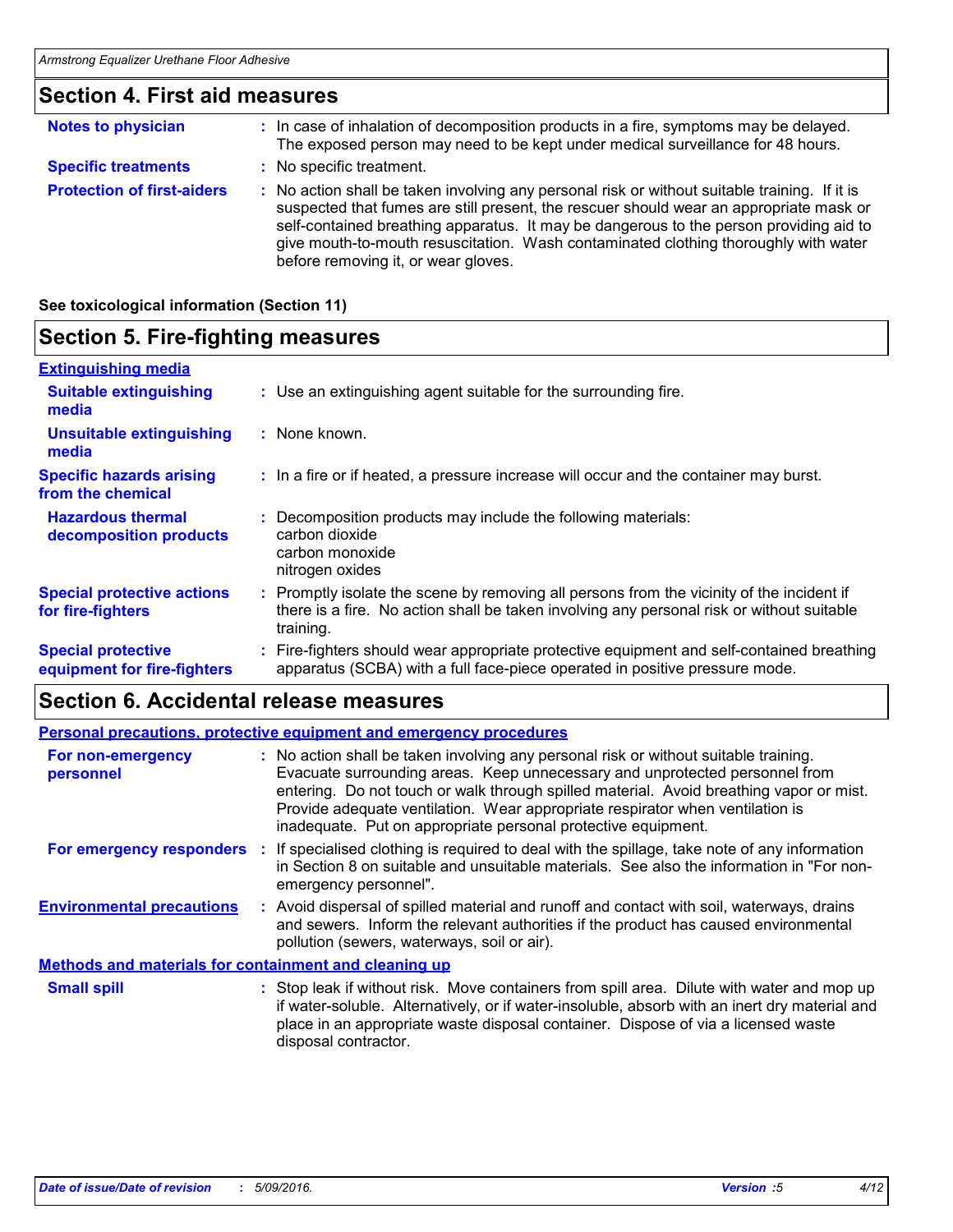## Section 4. First aid measures

**Notes to physician** : In case of inhalation of decomposition products in a fire, symptoms may be delayed. The exposed person may need to be kept under medical surveillance for 48 hours.

**Specific treatments** : No specific treatment.

**Protection of first-aiders** : No action shall be taken involving any personal risk or without suitable training. If it is suspected that fumes are still present, the rescuer should wear an appropriate mask or self-contained breathing apparatus. It may be dangerous to the person providing aid to give mouth-to-mouth resuscitation. Wash contaminated clothing thoroughly with water before removing it, or wear gloves.

**See toxicological information (Section 11)**

## Section 5. Fire-fighting measures

**Extinguishing media**

**Suitable extinguishing media** : Use an extinguishing agent suitable for the surrounding fire.

**Unsuitable extinguishing media** : None known.

**Specific hazards arising from the chemical** : In a fire or if heated, a pressure increase will occur and the container may burst.

**Hazardous thermal decomposition products** : Decomposition products may include the following materials:
carbon dioxide
carbon monoxide
nitrogen oxides

**Special protective actions for fire-fighters** : Promptly isolate the scene by removing all persons from the vicinity of the incident if there is a fire. No action shall be taken involving any personal risk or without suitable training.

**Special protective equipment for fire-fighters** : Fire-fighters should wear appropriate protective equipment and self-contained breathing apparatus (SCBA) with a full face-piece operated in positive pressure mode.

## Section 6. Accidental release measures

**Personal precautions, protective equipment and emergency procedures**

**For non-emergency personnel** : No action shall be taken involving any personal risk or without suitable training. Evacuate surrounding areas. Keep unnecessary and unprotected personnel from entering. Do not touch or walk through spilled material. Avoid breathing vapor or mist. Provide adequate ventilation. Wear appropriate respirator when ventilation is inadequate. Put on appropriate personal protective equipment.

**For emergency responders** : If specialised clothing is required to deal with the spillage, take note of any information in Section 8 on suitable and unsuitable materials. See also the information in "For non-emergency personnel".

**Environmental precautions** : Avoid dispersal of spilled material and runoff and contact with soil, waterways, drains and sewers. Inform the relevant authorities if the product has caused environmental pollution (sewers, waterways, soil or air).

**Methods and materials for containment and cleaning up**

**Small spill** : Stop leak if without risk. Move containers from spill area. Dilute with water and mop up if water-soluble. Alternatively, or if water-insoluble, absorb with an inert dry material and place in an appropriate waste disposal container. Dispose of via a licensed waste disposal contractor.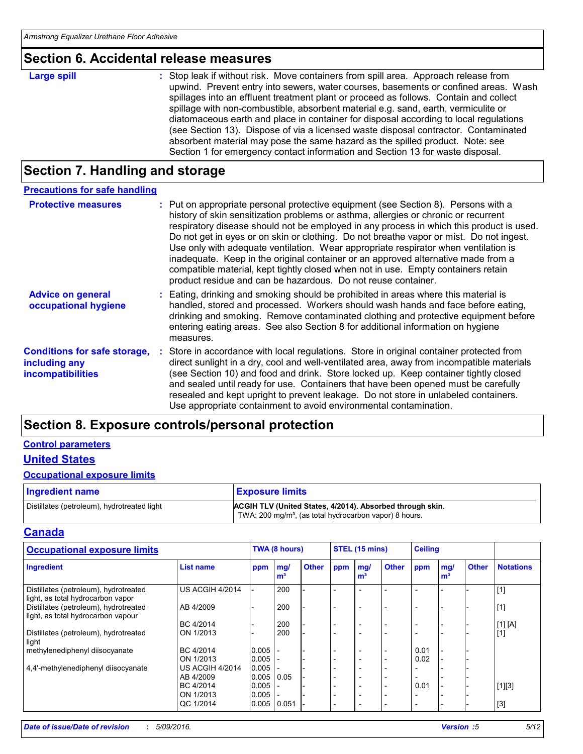## Section 6. Accidental release measures

**Large spill** : Stop leak if without risk. Move containers from spill area. Approach release from upwind. Prevent entry into sewers, water courses, basements or confined areas. Wash spillages into an effluent treatment plant or proceed as follows. Contain and collect spillage with non-combustible, absorbent material e.g. sand, earth, vermiculite or diatomaceous earth and place in container for disposal according to local regulations (see Section 13). Dispose of via a licensed waste disposal contractor. Contaminated absorbent material may pose the same hazard as the spilled product. Note: see Section 1 for emergency contact information and Section 13 for waste disposal.

## Section 7. Handling and storage

### Precautions for safe handling

**Protective measures** : Put on appropriate personal protective equipment (see Section 8). Persons with a history of skin sensitization problems or asthma, allergies or chronic or recurrent respiratory disease should not be employed in any process in which this product is used. Do not get in eyes or on skin or clothing. Do not breathe vapor or mist. Do not ingest. Use only with adequate ventilation. Wear appropriate respirator when ventilation is inadequate. Keep in the original container or an approved alternative made from a compatible material, kept tightly closed when not in use. Empty containers retain product residue and can be hazardous. Do not reuse container.

**Advice on general occupational hygiene** : Eating, drinking and smoking should be prohibited in areas where this material is handled, stored and processed. Workers should wash hands and face before eating, drinking and smoking. Remove contaminated clothing and protective equipment before entering eating areas. See also Section 8 for additional information on hygiene measures.

**Conditions for safe storage, including any incompatibilities** : Store in accordance with local regulations. Store in original container protected from direct sunlight in a dry, cool and well-ventilated area, away from incompatible materials (see Section 10) and food and drink. Store locked up. Keep container tightly closed and sealed until ready for use. Containers that have been opened must be carefully resealed and kept upright to prevent leakage. Do not store in unlabeled containers. Use appropriate containment to avoid environmental contamination.

## Section 8. Exposure controls/personal protection

### Control parameters

### United States

### Occupational exposure limits

| Ingredient name | Exposure limits |
|---|---|
| Distillates (petroleum), hydrotreated light | **ACGIH TLV (United States, 4/2014). Absorbed through skin.**<br>TWA: 200 mg/m³, (as total hydrocarbon vapor) 8 hours. |

### Canada

| Occupational exposure limits | | TWA (8 hours) | | | STEL (15 mins) | | | Ceiling | | | |
|---|---|---|---|---|---|---|---|---|---|---|---|
| **Ingredient** | **List name** | **ppm** | **mg/m³** | **Other** | **ppm** | **mg/m³** | **Other** | **ppm** | **mg/m³** | **Other** | **Notations** |
| Distillates (petroleum), hydrotreated light, as total hydrocarbon vapor | US ACGIH 4/2014 | - | 200 | - | - | - | - | - | - | - | [1] |
| Distillates (petroleum), hydrotreated light, as total hydrocarbon vapour | AB 4/2009 | - | 200 | - | - | - | - | - | - | - | [1] |
| | BC 4/2014 | - | 200 | - | - | - | - | - | - | - | [1] [A] |
| Distillates (petroleum), hydrotreated light | ON 1/2013 | - | 200 | - | - | - | - | - | - | - | [1] |
| methylenediphenyl diisocyanate | BC 4/2014 | 0.005 | - | - | - | - | - | 0.01 | - | - | |
| | ON 1/2013 | 0.005 | - | - | - | - | - | 0.02 | - | - | |
| 4,4'-methylenediphenyl diisocyanate | US ACGIH 4/2014 | 0.005 | - | - | - | - | - | - | - | - | |
| | AB 4/2009 | 0.005 | 0.05 | - | - | - | - | - | - | - | |
| | BC 4/2014 | 0.005 | - | - | - | - | - | 0.01 | - | - | [1][3] |
| | ON 1/2013 | 0.005 | - | - | - | - | - | - | - | - | |
| | QC 1/2014 | 0.005 | 0.051 | - | - | - | - | - | - | - | [3] |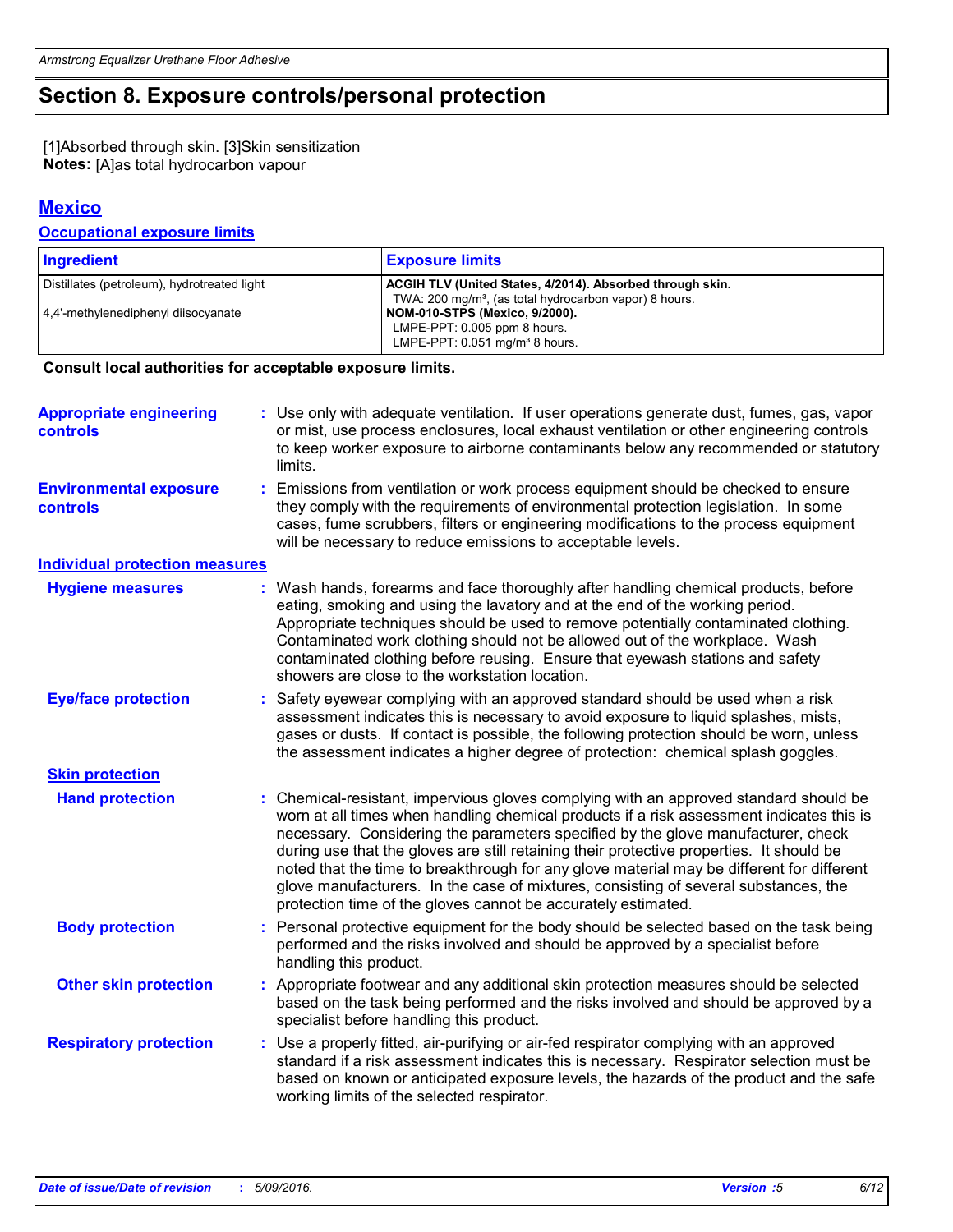## Section 8. Exposure controls/personal protection

[1]Absorbed through skin. [3]Skin sensitization
**Notes:** [A]as total hydrocarbon vapour

### Mexico

#### Occupational exposure limits

| Ingredient | Exposure limits |
|---|---|
| Distillates (petroleum), hydrotreated light | **ACGIH TLV (United States, 4/2014). Absorbed through skin.** TWA: 200 mg/m³, (as total hydrocarbon vapor) 8 hours. |
| 4,4'-methylenediphenyl diisocyanate | **NOM-010-STPS (Mexico, 9/2000).** LMPE-PPT: 0.005 ppm 8 hours. LMPE-PPT: 0.051 mg/m³ 8 hours. |

**Consult local authorities for acceptable exposure limits.**

**Appropriate engineering controls** : Use only with adequate ventilation. If user operations generate dust, fumes, gas, vapor or mist, use process enclosures, local exhaust ventilation or other engineering controls to keep worker exposure to airborne contaminants below any recommended or statutory limits.

**Environmental exposure controls** : Emissions from ventilation or work process equipment should be checked to ensure they comply with the requirements of environmental protection legislation. In some cases, fume scrubbers, filters or engineering modifications to the process equipment will be necessary to reduce emissions to acceptable levels.

#### Individual protection measures

**Hygiene measures** : Wash hands, forearms and face thoroughly after handling chemical products, before eating, smoking and using the lavatory and at the end of the working period. Appropriate techniques should be used to remove potentially contaminated clothing. Contaminated work clothing should not be allowed out of the workplace. Wash contaminated clothing before reusing. Ensure that eyewash stations and safety showers are close to the workstation location.

**Eye/face protection** : Safety eyewear complying with an approved standard should be used when a risk assessment indicates this is necessary to avoid exposure to liquid splashes, mists, gases or dusts. If contact is possible, the following protection should be worn, unless the assessment indicates a higher degree of protection: chemical splash goggles.

**Skin protection**

**Hand protection** : Chemical-resistant, impervious gloves complying with an approved standard should be worn at all times when handling chemical products if a risk assessment indicates this is necessary. Considering the parameters specified by the glove manufacturer, check during use that the gloves are still retaining their protective properties. It should be noted that the time to breakthrough for any glove material may be different for different glove manufacturers. In the case of mixtures, consisting of several substances, the protection time of the gloves cannot be accurately estimated.

**Body protection** : Personal protective equipment for the body should be selected based on the task being performed and the risks involved and should be approved by a specialist before handling this product.

**Other skin protection** : Appropriate footwear and any additional skin protection measures should be selected based on the task being performed and the risks involved and should be approved by a specialist before handling this product.

**Respiratory protection** : Use a properly fitted, air-purifying or air-fed respirator complying with an approved standard if a risk assessment indicates this is necessary. Respirator selection must be based on known or anticipated exposure levels, the hazards of the product and the safe working limits of the selected respirator.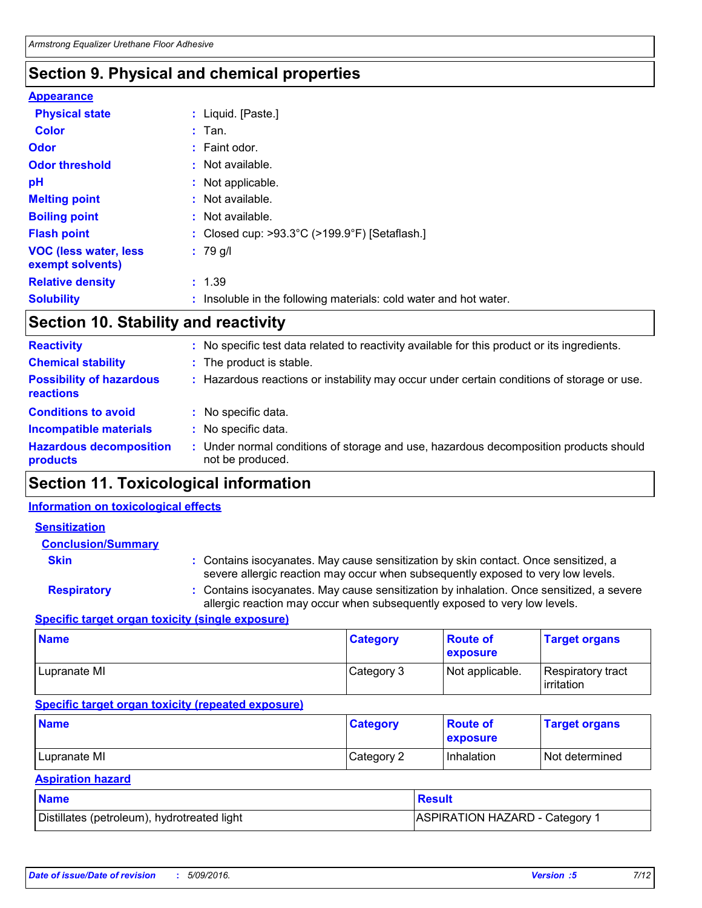## Section 9. Physical and chemical properties

**Appearance**

**Physical state** : Liquid. [Paste.]

**Color** : Tan.

**Odor** : Faint odor.

**Odor threshold** : Not available.

**pH** : Not applicable.

**Melting point** : Not available.

**Boiling point** : Not available.

**Flash point** : Closed cup: >93.3°C (>199.9°F) [Setaflash.]

**VOC (less water, less exempt solvents)** : 79 g/l

**Relative density** : 1.39

**Solubility** : Insoluble in the following materials: cold water and hot water.

## Section 10. Stability and reactivity

**Reactivity** : No specific test data related to reactivity available for this product or its ingredients.

**Chemical stability** : The product is stable.

**Possibility of hazardous reactions** : Hazardous reactions or instability may occur under certain conditions of storage or use.

**Conditions to avoid** : No specific data.

**Incompatible materials** : No specific data.

**Hazardous decomposition products** : Under normal conditions of storage and use, hazardous decomposition products should not be produced.

## Section 11. Toxicological information

**Information on toxicological effects**

**Sensitization**

**Conclusion/Summary**

**Skin** : Contains isocyanates. May cause sensitization by skin contact. Once sensitized, a severe allergic reaction may occur when subsequently exposed to very low levels.

**Respiratory** : Contains isocyanates. May cause sensitization by inhalation. Once sensitized, a severe allergic reaction may occur when subsequently exposed to very low levels.

**Specific target organ toxicity (single exposure)**

| Name | Category | Route of exposure | Target organs |
|---|---|---|---|
| Lupranate MI | Category 3 | Not applicable. | Respiratory tract irritation |

**Specific target organ toxicity (repeated exposure)**

| Name | Category | Route of exposure | Target organs |
|---|---|---|---|
| Lupranate MI | Category 2 | Inhalation | Not determined |

**Aspiration hazard**

| Name | Result |
|---|---|
| Distillates (petroleum), hydrotreated light | ASPIRATION HAZARD - Category 1 |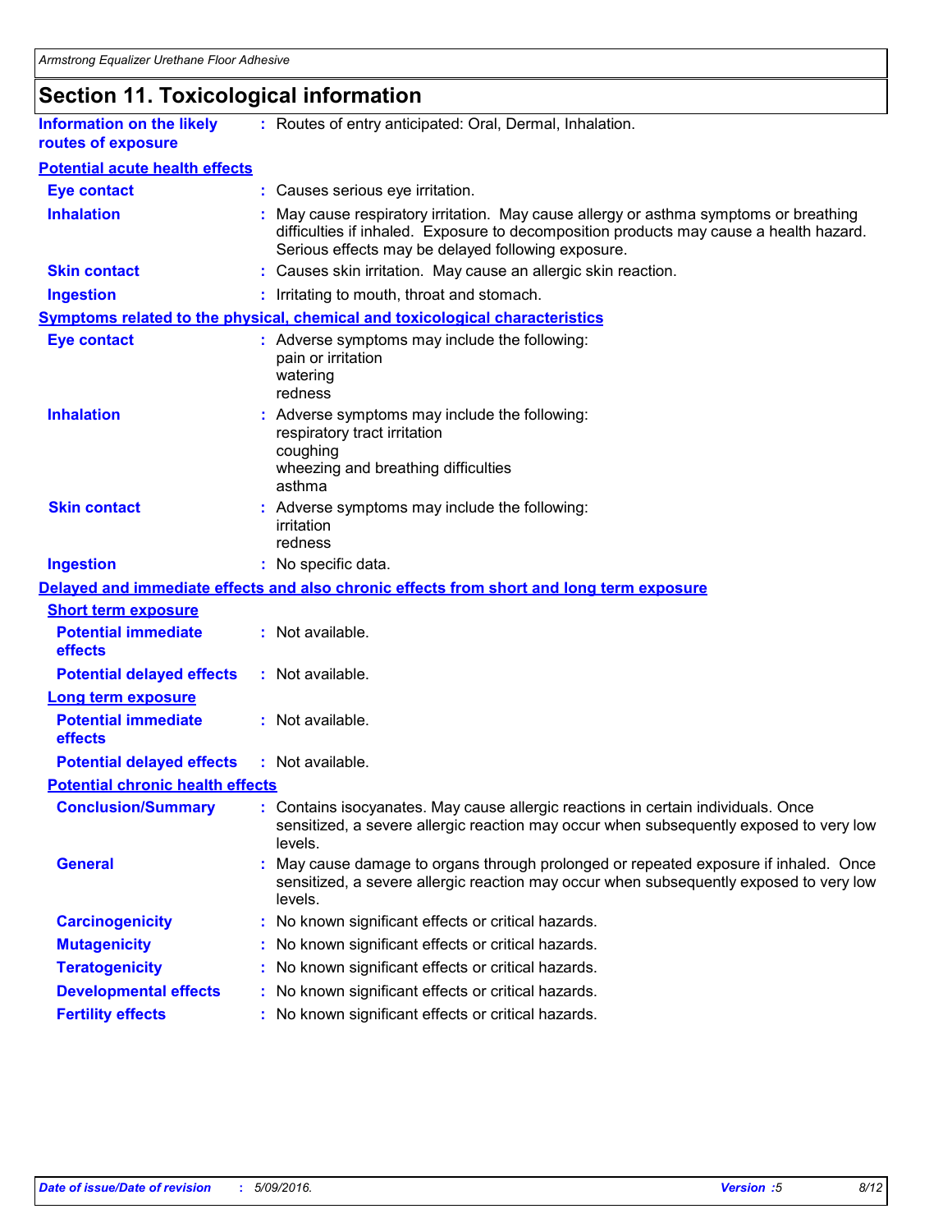## Section 11. Toxicological information

**Information on the likely routes of exposure** : Routes of entry anticipated: Oral, Dermal, Inhalation.

### Potential acute health effects

**Eye contact** : Causes serious eye irritation.

**Inhalation** : May cause respiratory irritation. May cause allergy or asthma symptoms or breathing difficulties if inhaled. Exposure to decomposition products may cause a health hazard. Serious effects may be delayed following exposure.

**Skin contact** : Causes skin irritation. May cause an allergic skin reaction.

**Ingestion** : Irritating to mouth, throat and stomach.

### Symptoms related to the physical, chemical and toxicological characteristics

**Eye contact** : Adverse symptoms may include the following:
pain or irritation
watering
redness

**Inhalation** : Adverse symptoms may include the following:
respiratory tract irritation
coughing
wheezing and breathing difficulties
asthma

**Skin contact** : Adverse symptoms may include the following:
irritation
redness

**Ingestion** : No specific data.

### Delayed and immediate effects and also chronic effects from short and long term exposure

#### Short term exposure

**Potential immediate effects** : Not available.

**Potential delayed effects** : Not available.

#### Long term exposure

**Potential immediate effects** : Not available.

**Potential delayed effects** : Not available.

#### Potential chronic health effects

**Conclusion/Summary** : Contains isocyanates. May cause allergic reactions in certain individuals. Once sensitized, a severe allergic reaction may occur when subsequently exposed to very low levels.

**General** : May cause damage to organs through prolonged or repeated exposure if inhaled. Once sensitized, a severe allergic reaction may occur when subsequently exposed to very low levels.

**Carcinogenicity** : No known significant effects or critical hazards.

**Mutagenicity** : No known significant effects or critical hazards.

**Teratogenicity** : No known significant effects or critical hazards.

**Developmental effects** : No known significant effects or critical hazards.

**Fertility effects** : No known significant effects or critical hazards.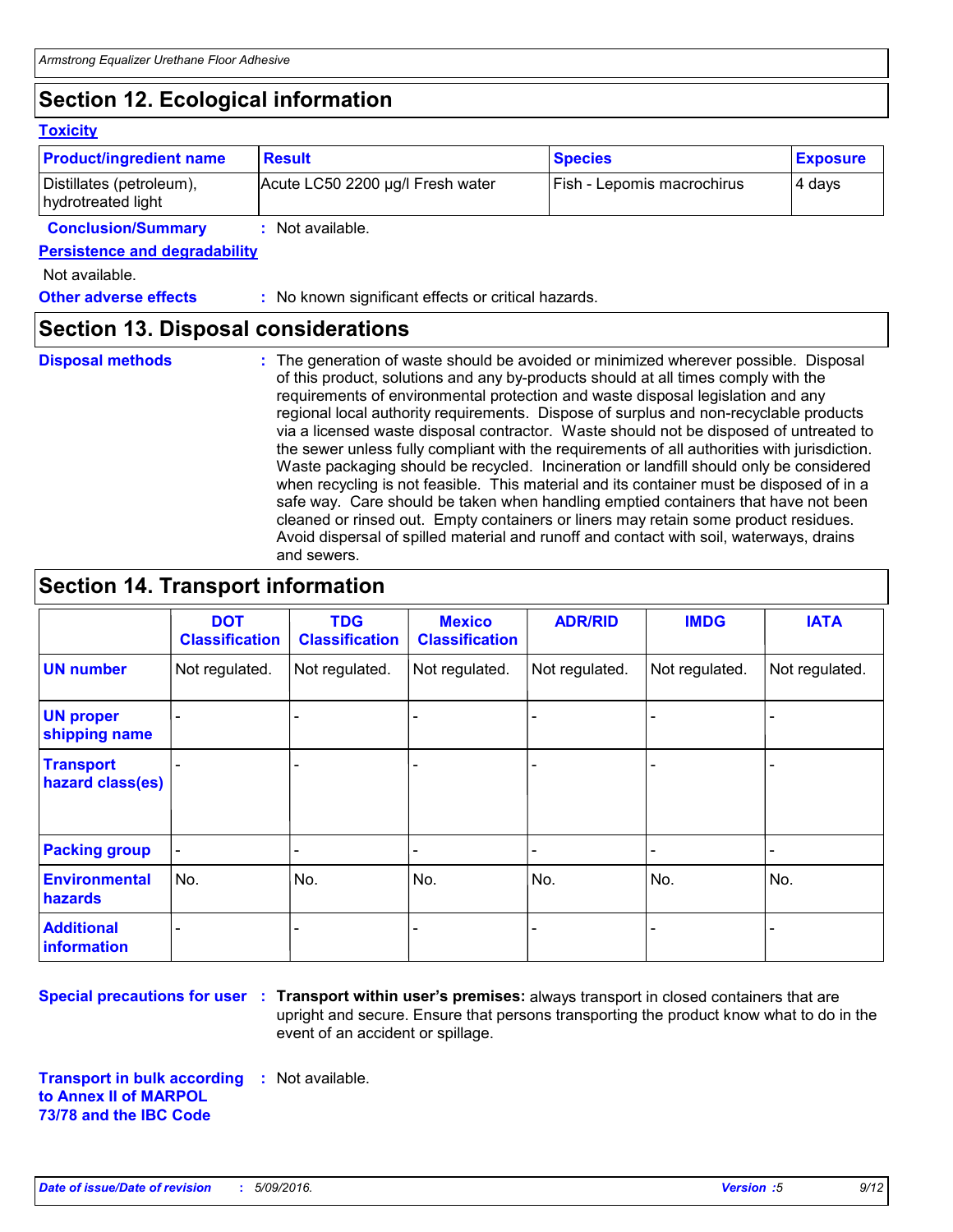## Section 12. Ecological information

### Toxicity

| Product/ingredient name | Result | Species | Exposure |
|---|---|---|---|
| Distillates (petroleum), hydrotreated light | Acute LC50 2200 µg/l Fresh water | Fish - Lepomis macrochirus | 4 days |

**Conclusion/Summary** : Not available.

### Persistence and degradability

Not available.

**Other adverse effects** : No known significant effects or critical hazards.

## Section 13. Disposal considerations

**Disposal methods** : The generation of waste should be avoided or minimized wherever possible. Disposal of this product, solutions and any by-products should at all times comply with the requirements of environmental protection and waste disposal legislation and any regional local authority requirements. Dispose of surplus and non-recyclable products via a licensed waste disposal contractor. Waste should not be disposed of untreated to the sewer unless fully compliant with the requirements of all authorities with jurisdiction. Waste packaging should be recycled. Incineration or landfill should only be considered when recycling is not feasible. This material and its container must be disposed of in a safe way. Care should be taken when handling emptied containers that have not been cleaned or rinsed out. Empty containers or liners may retain some product residues. Avoid dispersal of spilled material and runoff and contact with soil, waterways, drains and sewers.

## Section 14. Transport information

| | DOT Classification | TDG Classification | Mexico Classification | ADR/RID | IMDG | IATA |
|---|---|---|---|---|---|---|
| **UN number** | Not regulated. | Not regulated. | Not regulated. | Not regulated. | Not regulated. | Not regulated. |
| **UN proper shipping name** | - | - | - | - | - | - |
| **Transport hazard class(es)** | - | - | - | - | - | - |
| **Packing group** | - | - | - | - | - | - |
| **Environmental hazards** | No. | No. | No. | No. | No. | No. |
| **Additional information** | - | - | - | - | - | - |

**Special precautions for user** : **Transport within user's premises:** always transport in closed containers that are upright and secure. Ensure that persons transporting the product know what to do in the event of an accident or spillage.

**Transport in bulk according to Annex II of MARPOL 73/78 and the IBC Code** : Not available.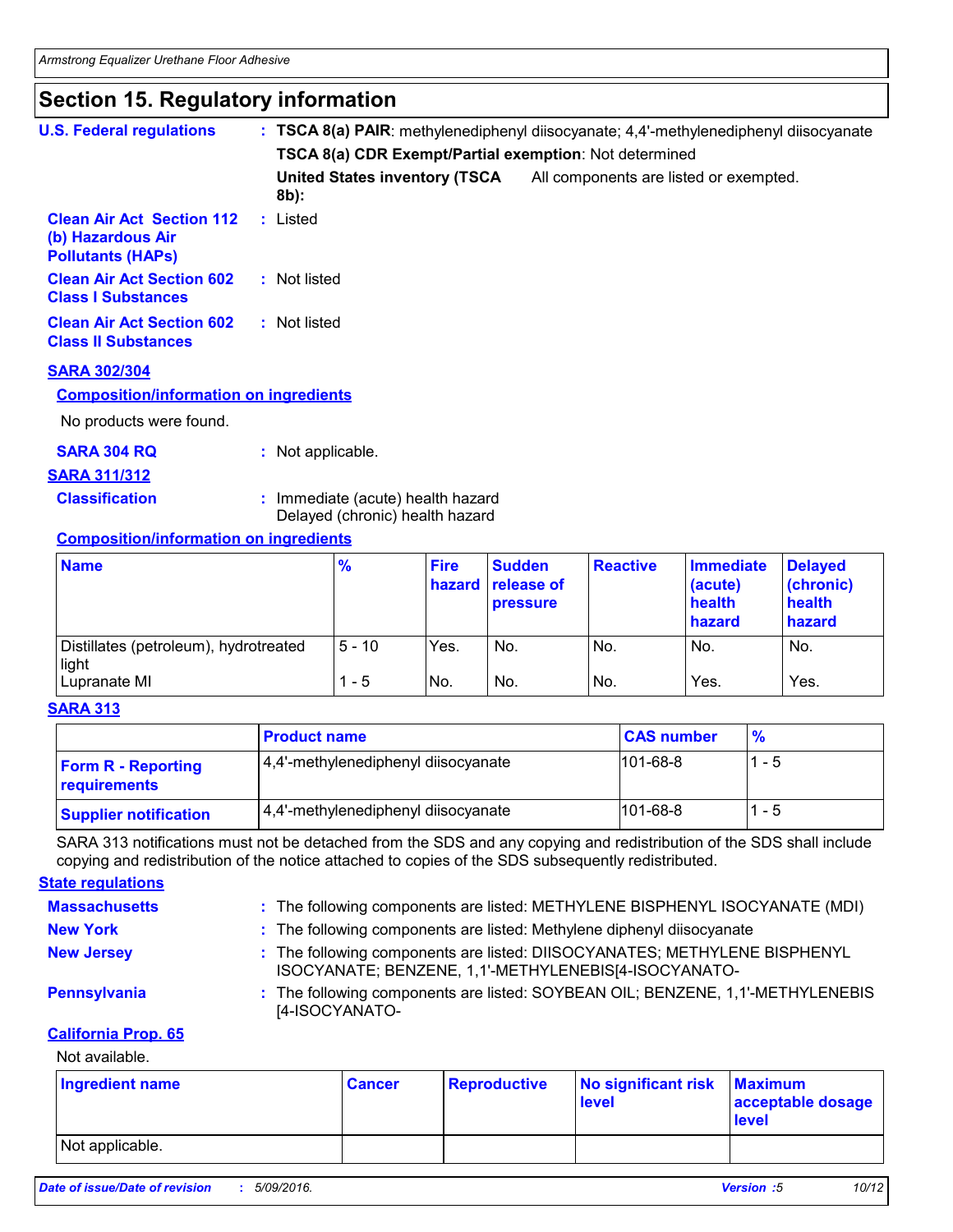## Section 15. Regulatory information

**U.S. Federal regulations** : **TSCA 8(a) PAIR**: methylenediphenyl diisocyanate; 4,4'-methylenediphenyl diisocyanate

**TSCA 8(a) CDR Exempt/Partial exemption**: Not determined

**United States inventory (TSCA 8b):** All components are listed or exempted.

**Clean Air Act Section 112 (b) Hazardous Air Pollutants (HAPs)** : Listed

**Clean Air Act Section 602 Class I Substances** : Not listed

**Clean Air Act Section 602 Class II Substances** : Not listed

**SARA 302/304**

**Composition/information on ingredients**

No products were found.

**SARA 304 RQ** : Not applicable.

**SARA 311/312**

**Classification** : Immediate (acute) health hazard
Delayed (chronic) health hazard

**Composition/information on ingredients**

| Name | % | Fire hazard | Sudden release of pressure | Reactive | Immediate (acute) health hazard | Delayed (chronic) health hazard |
|---|---|---|---|---|---|---|
| Distillates (petroleum), hydrotreated light | 5 - 10 | Yes. | No. | No. | No. | No. |
| Lupranate MI | 1 - 5 | No. | No. | No. | Yes. | Yes. |

**SARA 313**

| | Product name | CAS number | % |
|---|---|---|---|
| **Form R - Reporting requirements** | 4,4'-methylenediphenyl diisocyanate | 101-68-8 | 1 - 5 |
| **Supplier notification** | 4,4'-methylenediphenyl diisocyanate | 101-68-8 | 1 - 5 |

SARA 313 notifications must not be detached from the SDS and any copying and redistribution of the SDS shall include copying and redistribution of the notice attached to copies of the SDS subsequently redistributed.

**State regulations**

**Massachusetts** : The following components are listed: METHYLENE BISPHENYL ISOCYANATE (MDI)

**New York** : The following components are listed: Methylene diphenyl diisocyanate

**New Jersey** : The following components are listed: DIISOCYANATES; METHYLENE BISPHENYL ISOCYANATE; BENZENE, 1,1'-METHYLENEBIS[4-ISOCYANATO-

**Pennsylvania** : The following components are listed: SOYBEAN OIL; BENZENE, 1,1'-METHYLENEBIS [4-ISOCYANATO-

**California Prop. 65**

Not available.

| Ingredient name | Cancer | Reproductive | No significant risk level | Maximum acceptable dosage level |
|---|---|---|---|---|
| Not applicable. | | | | |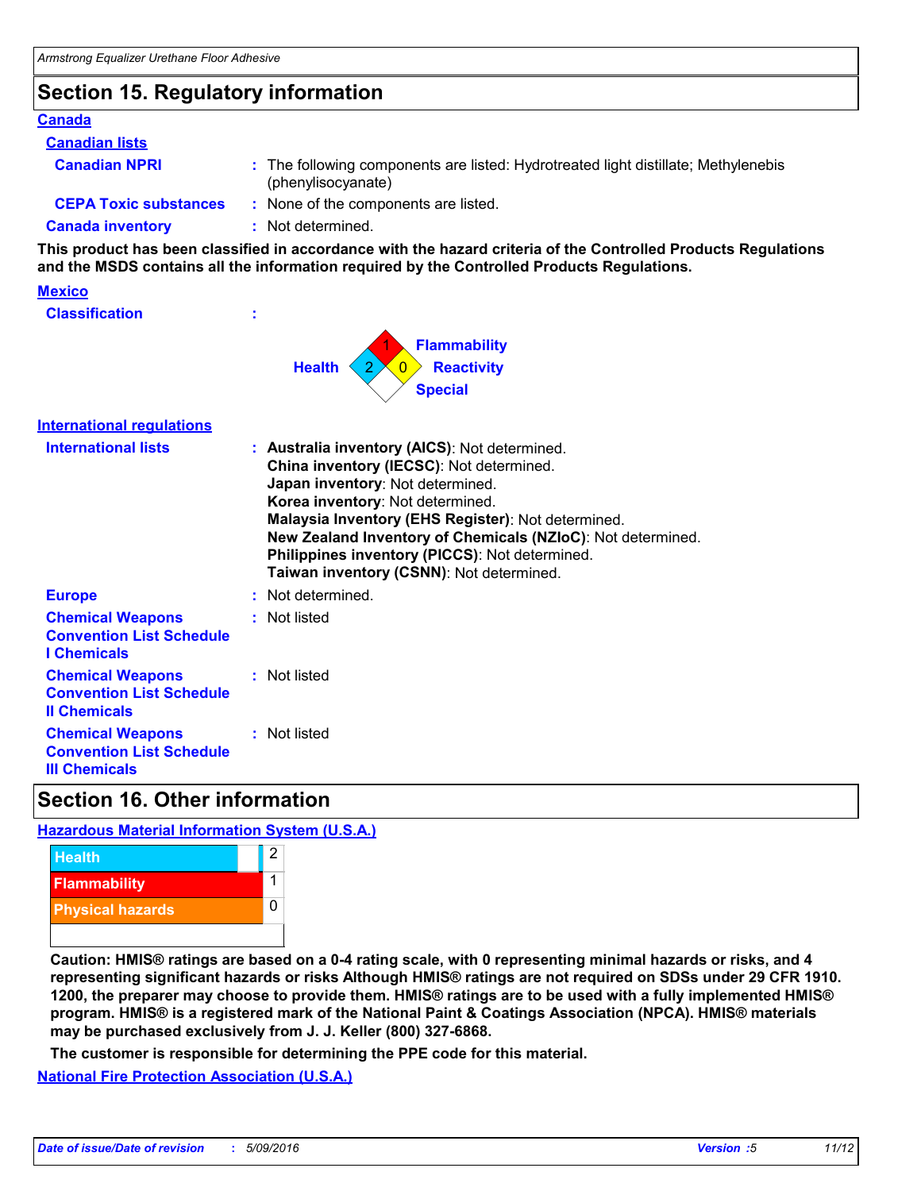## Section 15. Regulatory information

**Canada**

**Canadian lists**

**Canadian NPRI** : The following components are listed: Hydrotreated light distillate; Methylenebis (phenylisocyanate)

**CEPA Toxic substances** : None of the components are listed.

**Canada inventory** : Not determined.

**This product has been classified in accordance with the hazard criteria of the Controlled Products Regulations and the MSDS contains all the information required by the Controlled Products Regulations.**

**Mexico**

**Classification** :

| Health | Flammability | Reactivity | Special |
|---|---|---|---|
| 2 | 1 | 0 | |

**International regulations**

**International lists** :
**Australia inventory (AICS)**: Not determined.
**China inventory (IECSC)**: Not determined.
**Japan inventory**: Not determined.
**Korea inventory**: Not determined.
**Malaysia Inventory (EHS Register)**: Not determined.
**New Zealand Inventory of Chemicals (NZIoC)**: Not determined.
**Philippines inventory (PICCS)**: Not determined.
**Taiwan inventory (CSNN)**: Not determined.

**Europe** : Not determined.

**Chemical Weapons Convention List Schedule I Chemicals** : Not listed

**Chemical Weapons Convention List Schedule II Chemicals** : Not listed

**Chemical Weapons Convention List Schedule III Chemicals** : Not listed

## Section 16. Other information

**Hazardous Material Information System (U.S.A.)**

| Category | Rating |
|---|---|
| Health | 2 |
| Flammability | 1 |
| Physical hazards | 0 |

**Caution: HMIS® ratings are based on a 0-4 rating scale, with 0 representing minimal hazards or risks, and 4 representing significant hazards or risks Although HMIS® ratings are not required on SDSs under 29 CFR 1910. 1200, the preparer may choose to provide them. HMIS® ratings are to be used with a fully implemented HMIS® program. HMIS® is a registered mark of the National Paint & Coatings Association (NPCA). HMIS® materials may be purchased exclusively from J. J. Keller (800) 327-6868.**

**The customer is responsible for determining the PPE code for this material.**

**National Fire Protection Association (U.S.A.)**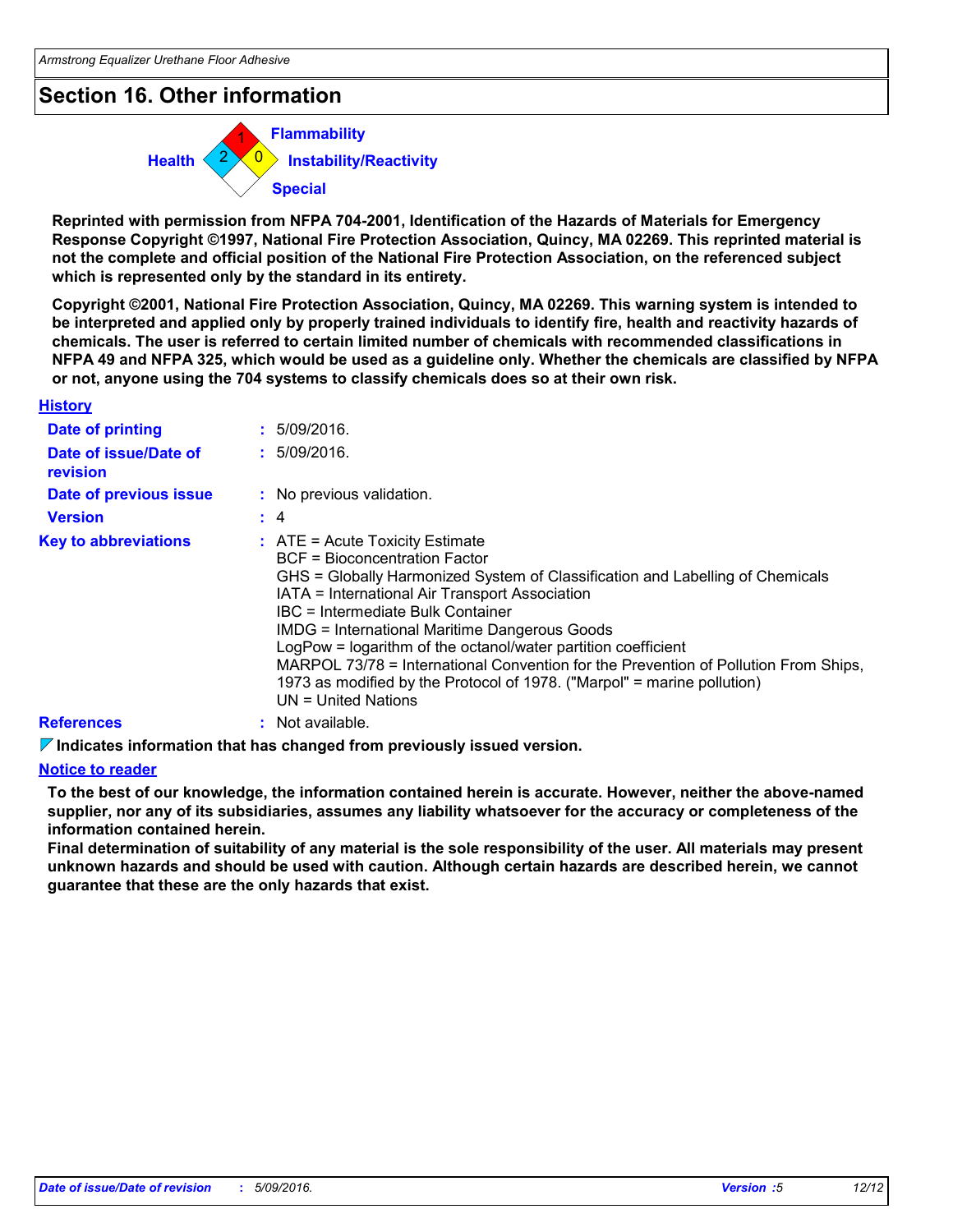## Section 16. Other information

Flammability: 1
Health: 2
Instability/Reactivity: 0
Special

**Reprinted with permission from NFPA 704-2001, Identification of the Hazards of Materials for Emergency Response Copyright ©1997, National Fire Protection Association, Quincy, MA 02269. This reprinted material is not the complete and official position of the National Fire Protection Association, on the referenced subject which is represented only by the standard in its entirety.**

**Copyright ©2001, National Fire Protection Association, Quincy, MA 02269. This warning system is intended to be interpreted and applied only by properly trained individuals to identify fire, health and reactivity hazards of chemicals. The user is referred to certain limited number of chemicals with recommended classifications in NFPA 49 and NFPA 325, which would be used as a guideline only. Whether the chemicals are classified by NFPA or not, anyone using the 704 systems to classify chemicals does so at their own risk.**

### History

**Date of printing** : 5/09/2016.

**Date of issue/Date of revision** : 5/09/2016.

**Date of previous issue** : No previous validation.

**Version** : 4

**Key to abbreviations** :
ATE = Acute Toxicity Estimate
BCF = Bioconcentration Factor
GHS = Globally Harmonized System of Classification and Labelling of Chemicals
IATA = International Air Transport Association
IBC = Intermediate Bulk Container
IMDG = International Maritime Dangerous Goods
LogPow = logarithm of the octanol/water partition coefficient
MARPOL 73/78 = International Convention for the Prevention of Pollution From Ships, 1973 as modified by the Protocol of 1978. ("Marpol" = marine pollution)
UN = United Nations

**References** : Not available.

**Indicates information that has changed from previously issued version.**

### Notice to reader

**To the best of our knowledge, the information contained herein is accurate. However, neither the above-named supplier, nor any of its subsidiaries, assumes any liability whatsoever for the accuracy or completeness of the information contained herein.**

**Final determination of suitability of any material is the sole responsibility of the user. All materials may present unknown hazards and should be used with caution. Although certain hazards are described herein, we cannot guarantee that these are the only hazards that exist.**